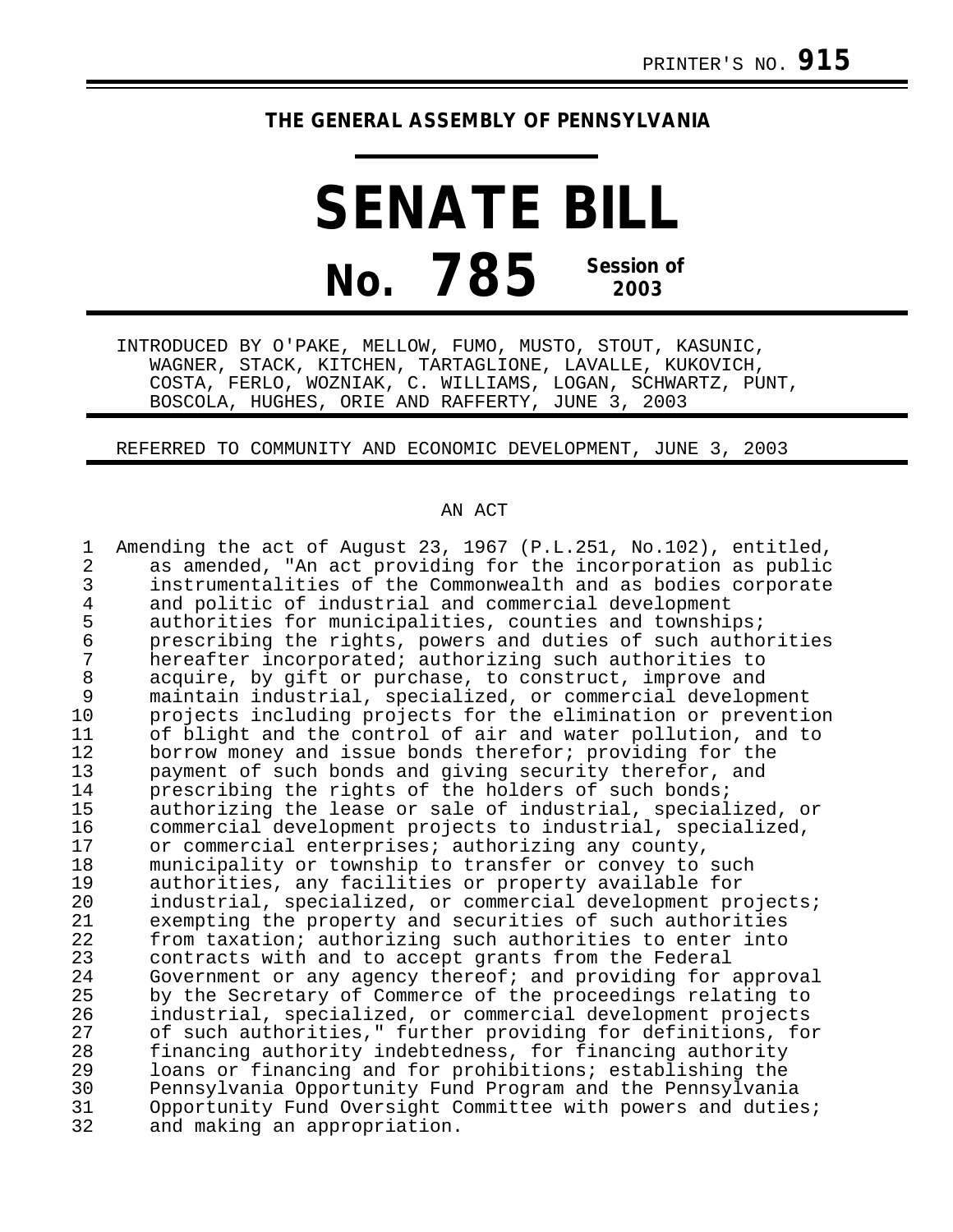PRINTER'S NO. **915**

**THE GENERAL ASSEMBLY OF PENNSYLVANIA**

# SENATE BILL

# No. 785 Session of 2003

INTRODUCED BY O'PAKE, MELLOW, FUMO, MUSTO, STOUT, KASUNIC, WAGNER, STACK, KITCHEN, TARTAGLIONE, LAVALLE, KUKOVICH, COSTA, FERLO, WOZNIAK, C. WILLIAMS, LOGAN, SCHWARTZ, PUNT, BOSCOLA, HUGHES, ORIE AND RAFFERTY, JUNE 3, 2003

REFERRED TO COMMUNITY AND ECONOMIC DEVELOPMENT, JUNE 3, 2003

AN ACT

Amending the act of August 23, 1967 (P.L.251, No.102), entitled, as amended, "An act providing for the incorporation as public instrumentalities of the Commonwealth and as bodies corporate and politic of industrial and commercial development authorities for municipalities, counties and townships; prescribing the rights, powers and duties of such authorities hereafter incorporated; authorizing such authorities to acquire, by gift or purchase, to construct, improve and maintain industrial, specialized, or commercial development projects including projects for the elimination or prevention of blight and the control of air and water pollution, and to borrow money and issue bonds therefor; providing for the payment of such bonds and giving security therefor, and prescribing the rights of the holders of such bonds; authorizing the lease or sale of industrial, specialized, or commercial development projects to industrial, specialized, or commercial enterprises; authorizing any county, municipality or township to transfer or convey to such authorities, any facilities or property available for industrial, specialized, or commercial development projects; exempting the property and securities of such authorities from taxation; authorizing such authorities to enter into contracts with and to accept grants from the Federal Government or any agency thereof; and providing for approval by the Secretary of Commerce of the proceedings relating to industrial, specialized, or commercial development projects of such authorities," further providing for definitions, for financing authority indebtedness, for financing authority loans or financing and for prohibitions; establishing the Pennsylvania Opportunity Fund Program and the Pennsylvania Opportunity Fund Oversight Committee with powers and duties; and making an appropriation.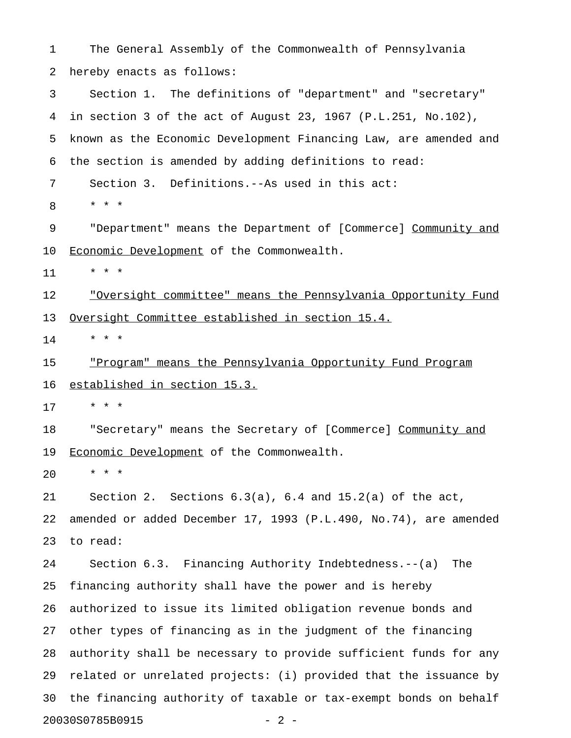The General Assembly of the Commonwealth of Pennsylvania hereby enacts as follows:

Section 1. The definitions of "department" and "secretary" in section 3 of the act of August 23, 1967 (P.L.251, No.102), known as the Economic Development Financing Law, are amended and the section is amended by adding definitions to read:

Section 3. Definitions.--As used in this act:

* * *

"Department" means the Department of [Commerce] <u>Community and Economic Development</u> of the Commonwealth.

* * *

<u>"Oversight committee" means the Pennsylvania Opportunity Fund Oversight Committee established in section 15.4.</u>

* * *

<u>"Program" means the Pennsylvania Opportunity Fund Program established in section 15.3.</u>

* * *

"Secretary" means the Secretary of [Commerce] <u>Community and Economic Development</u> of the Commonwealth.

* * *

Section 2. Sections 6.3(a), 6.4 and 15.2(a) of the act, amended or added December 17, 1993 (P.L.490, No.74), are amended to read:

Section 6.3. Financing Authority Indebtedness.--(a) The financing authority shall have the power and is hereby authorized to issue its limited obligation revenue bonds and other types of financing as in the judgment of the financing authority shall be necessary to provide sufficient funds for any related or unrelated projects: (i) provided that the issuance by the financing authority of taxable or tax-exempt bonds on behalf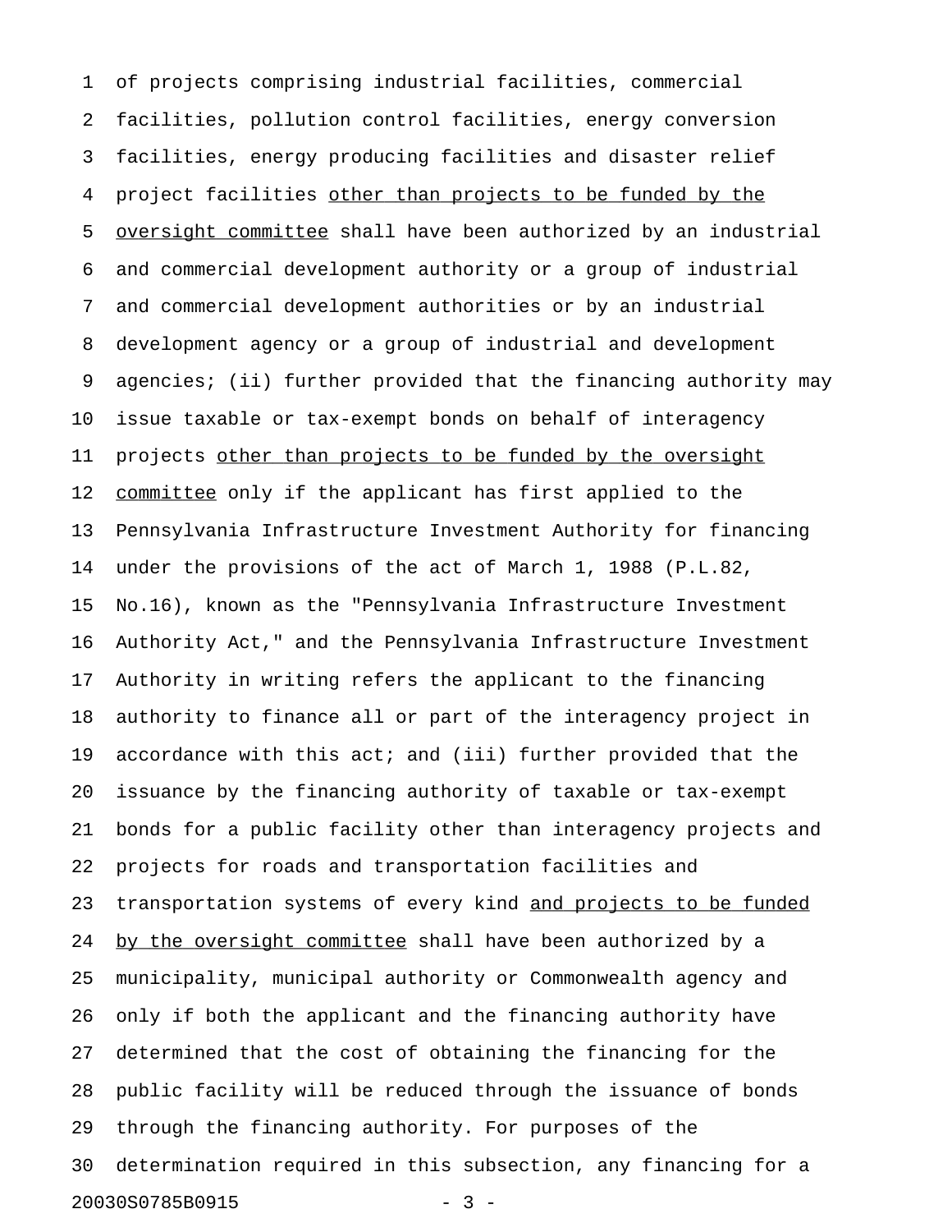of projects comprising industrial facilities, commercial facilities, pollution control facilities, energy conversion facilities, energy producing facilities and disaster relief project facilities <u>other than projects to be funded by the oversight committee</u> shall have been authorized by an industrial and commercial development authority or a group of industrial and commercial development authorities or by an industrial development agency or a group of industrial and development agencies; (ii) further provided that the financing authority may issue taxable or tax-exempt bonds on behalf of interagency projects <u>other than projects to be funded by the oversight committee</u> only if the applicant has first applied to the Pennsylvania Infrastructure Investment Authority for financing under the provisions of the act of March 1, 1988 (P.L.82, No.16), known as the "Pennsylvania Infrastructure Investment Authority Act," and the Pennsylvania Infrastructure Investment Authority in writing refers the applicant to the financing authority to finance all or part of the interagency project in accordance with this act; and (iii) further provided that the issuance by the financing authority of taxable or tax-exempt bonds for a public facility other than interagency projects and projects for roads and transportation facilities and transportation systems of every kind <u>and projects to be funded by the oversight committee</u> shall have been authorized by a municipality, municipal authority or Commonwealth agency and only if both the applicant and the financing authority have determined that the cost of obtaining the financing for the public facility will be reduced through the issuance of bonds through the financing authority. For purposes of the determination required in this subsection, any financing for a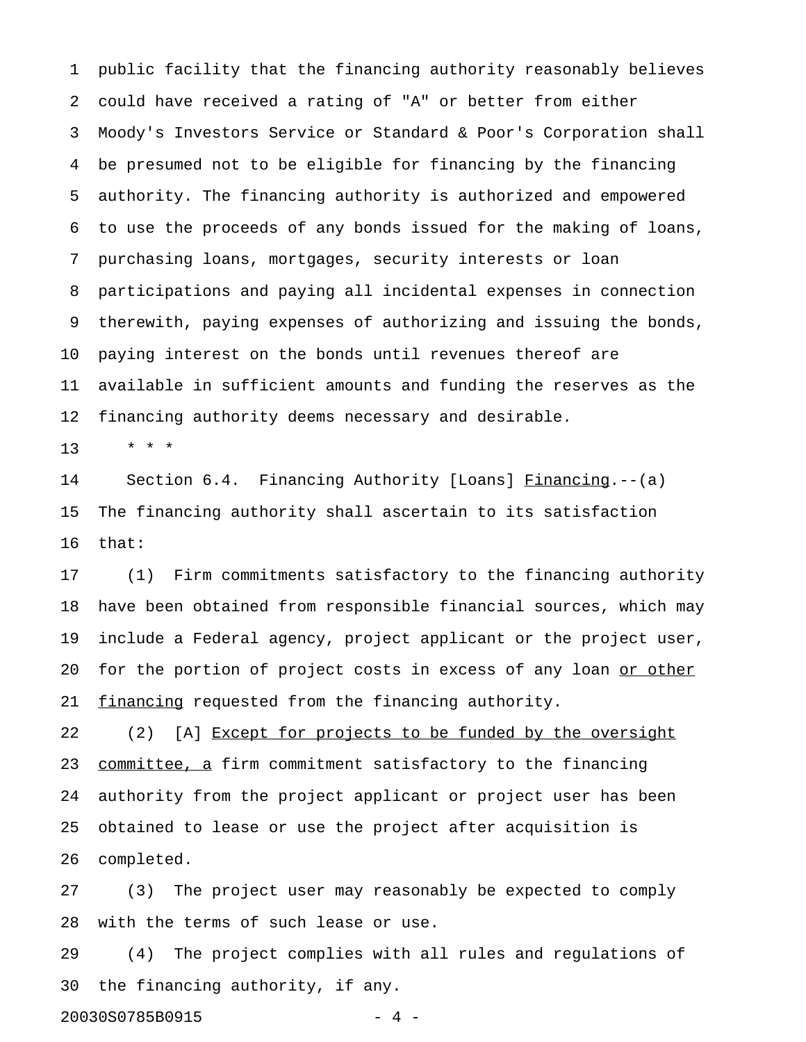public facility that the financing authority reasonably believes could have received a rating of "A" or better from either Moody's Investors Service or Standard & Poor's Corporation shall be presumed not to be eligible for financing by the financing authority. The financing authority is authorized and empowered to use the proceeds of any bonds issued for the making of loans, purchasing loans, mortgages, security interests or loan participations and paying all incidental expenses in connection therewith, paying expenses of authorizing and issuing the bonds, paying interest on the bonds until revenues thereof are available in sufficient amounts and funding the reserves as the financing authority deems necessary and desirable.

\* \* \*

Section 6.4. Financing Authority [Loans] Financing.--(a) The financing authority shall ascertain to its satisfaction that:

(1) Firm commitments satisfactory to the financing authority have been obtained from responsible financial sources, which may include a Federal agency, project applicant or the project user, for the portion of project costs in excess of any loan or other financing requested from the financing authority.

(2) [A] Except for projects to be funded by the oversight committee, a firm commitment satisfactory to the financing authority from the project applicant or project user has been obtained to lease or use the project after acquisition is completed.

(3) The project user may reasonably be expected to comply with the terms of such lease or use.

(4) The project complies with all rules and regulations of the financing authority, if any.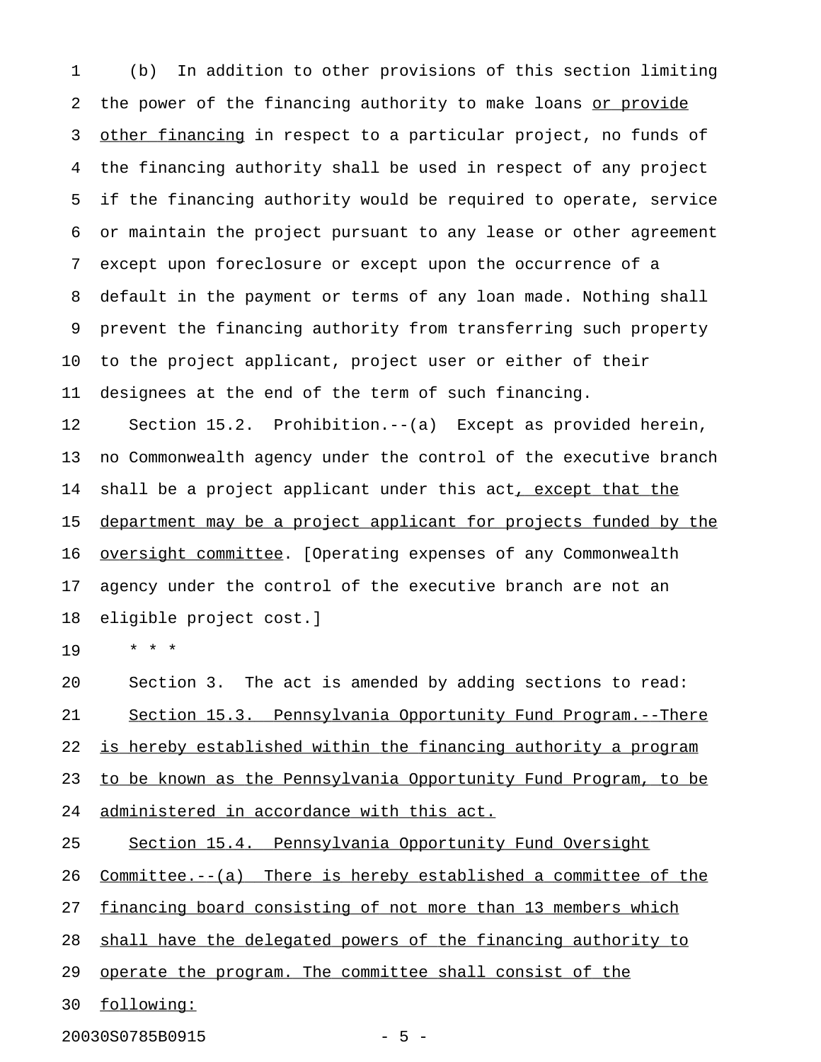(b) In addition to other provisions of this section limiting the power of the financing authority to make loans or provide other financing in respect to a particular project, no funds of the financing authority shall be used in respect of any project if the financing authority would be required to operate, service or maintain the project pursuant to any lease or other agreement except upon foreclosure or except upon the occurrence of a default in the payment or terms of any loan made. Nothing shall prevent the financing authority from transferring such property to the project applicant, project user or either of their designees at the end of the term of such financing.

Section 15.2. Prohibition.--(a) Except as provided herein, no Commonwealth agency under the control of the executive branch shall be a project applicant under this act, except that the department may be a project applicant for projects funded by the oversight committee. [Operating expenses of any Commonwealth agency under the control of the executive branch are not an eligible project cost.]

* * *

Section 3. The act is amended by adding sections to read:

Section 15.3. Pennsylvania Opportunity Fund Program.--There is hereby established within the financing authority a program to be known as the Pennsylvania Opportunity Fund Program, to be administered in accordance with this act.

Section 15.4. Pennsylvania Opportunity Fund Oversight Committee.--(a) There is hereby established a committee of the financing board consisting of not more than 13 members which shall have the delegated powers of the financing authority to operate the program. The committee shall consist of the following: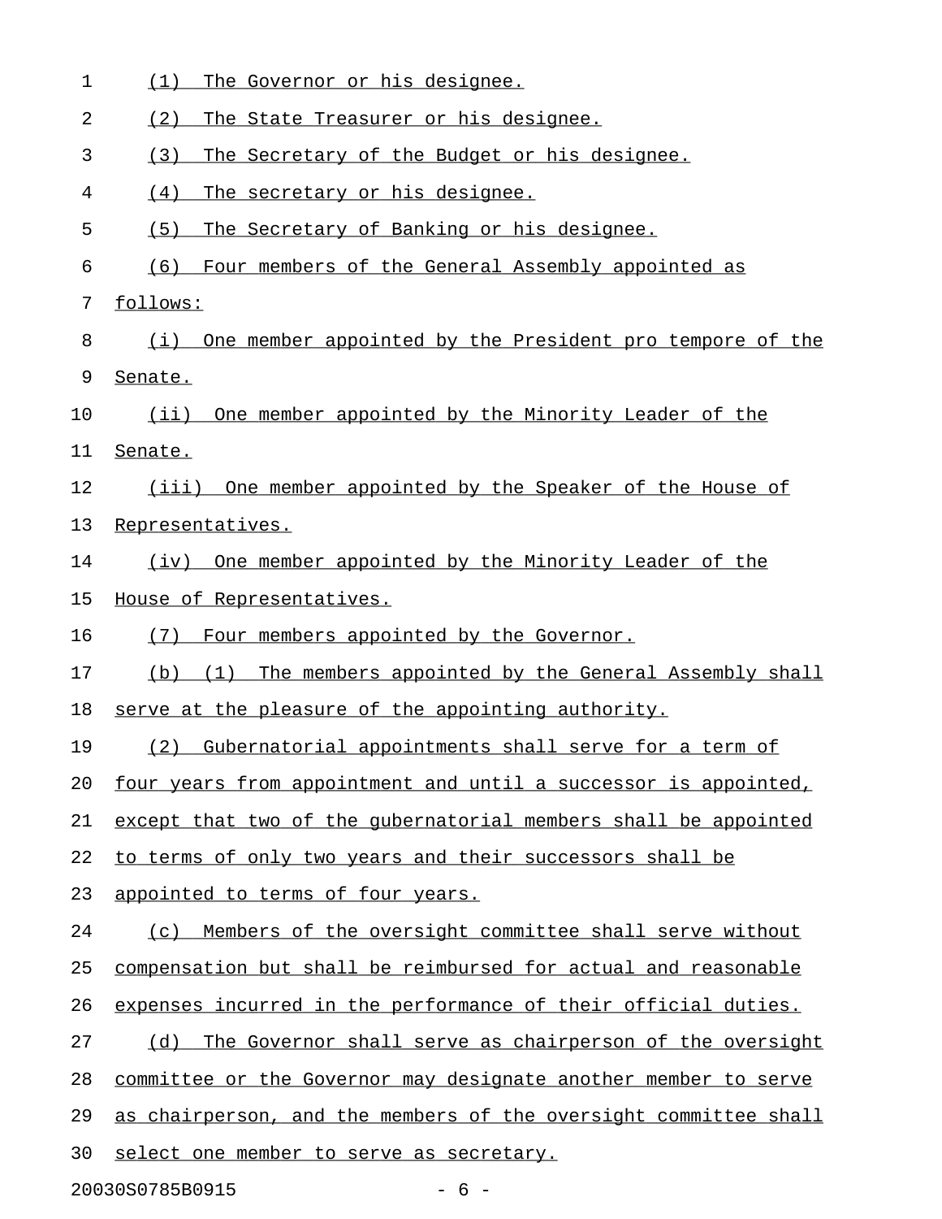(1) The Governor or his designee.

(2) The State Treasurer or his designee.

(3) The Secretary of the Budget or his designee.

(4) The secretary or his designee.

(5) The Secretary of Banking or his designee.

(6) Four members of the General Assembly appointed as follows:

(i) One member appointed by the President pro tempore of the Senate.

(ii) One member appointed by the Minority Leader of the Senate.

(iii) One member appointed by the Speaker of the House of Representatives.

(iv) One member appointed by the Minority Leader of the House of Representatives.

(7) Four members appointed by the Governor.

(b) (1) The members appointed by the General Assembly shall serve at the pleasure of the appointing authority.

(2) Gubernatorial appointments shall serve for a term of four years from appointment and until a successor is appointed, except that two of the gubernatorial members shall be appointed to terms of only two years and their successors shall be appointed to terms of four years.

(c) Members of the oversight committee shall serve without compensation but shall be reimbursed for actual and reasonable expenses incurred in the performance of their official duties.

(d) The Governor shall serve as chairperson of the oversight committee or the Governor may designate another member to serve as chairperson, and the members of the oversight committee shall select one member to serve as secretary.

20030S0785B0915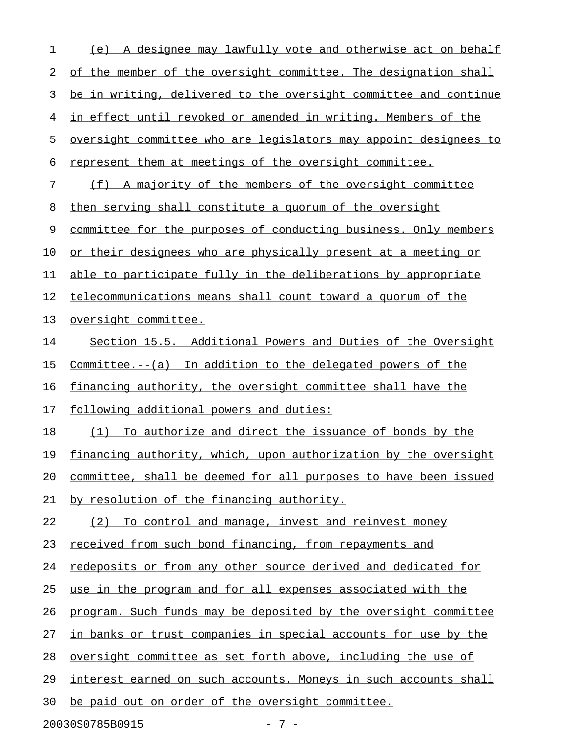(e) A designee may lawfully vote and otherwise act on behalf of the member of the oversight committee. The designation shall be in writing, delivered to the oversight committee and continue in effect until revoked or amended in writing. Members of the oversight committee who are legislators may appoint designees to represent them at meetings of the oversight committee.

(f) A majority of the members of the oversight committee then serving shall constitute a quorum of the oversight committee for the purposes of conducting business. Only members or their designees who are physically present at a meeting or able to participate fully in the deliberations by appropriate telecommunications means shall count toward a quorum of the oversight committee.

Section 15.5. Additional Powers and Duties of the Oversight Committee.--(a) In addition to the delegated powers of the financing authority, the oversight committee shall have the following additional powers and duties:

(1) To authorize and direct the issuance of bonds by the financing authority, which, upon authorization by the oversight committee, shall be deemed for all purposes to have been issued by resolution of the financing authority.

(2) To control and manage, invest and reinvest money received from such bond financing, from repayments and redeposits or from any other source derived and dedicated for use in the program and for all expenses associated with the program. Such funds may be deposited by the oversight committee in banks or trust companies in special accounts for use by the oversight committee as set forth above, including the use of interest earned on such accounts. Moneys in such accounts shall be paid out on order of the oversight committee.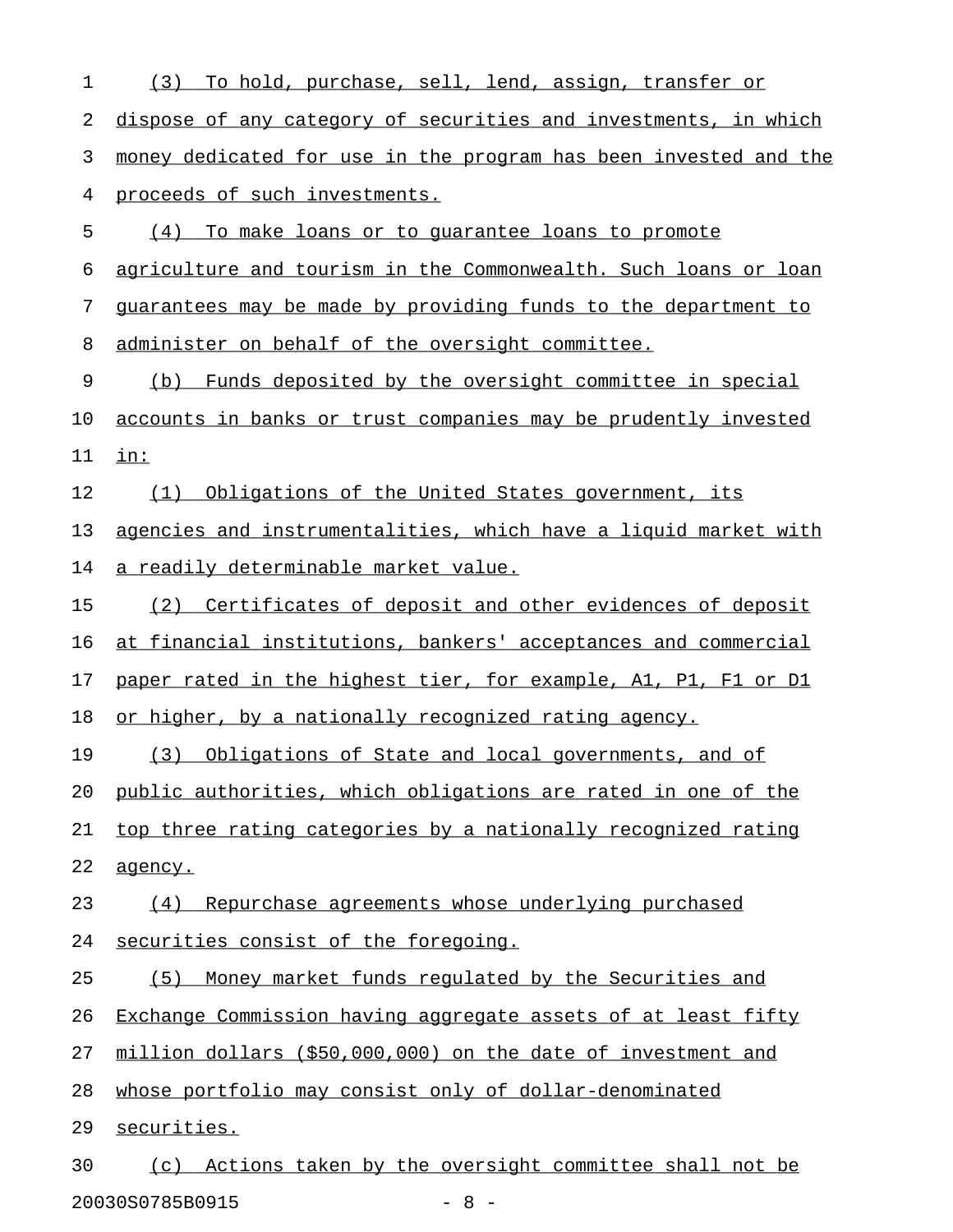(3) To hold, purchase, sell, lend, assign, transfer or dispose of any category of securities and investments, in which money dedicated for use in the program has been invested and the proceeds of such investments.

(4) To make loans or to guarantee loans to promote agriculture and tourism in the Commonwealth. Such loans or loan guarantees may be made by providing funds to the department to administer on behalf of the oversight committee.

(b) Funds deposited by the oversight committee in special accounts in banks or trust companies may be prudently invested in:

(1) Obligations of the United States government, its agencies and instrumentalities, which have a liquid market with a readily determinable market value.

(2) Certificates of deposit and other evidences of deposit at financial institutions, bankers' acceptances and commercial paper rated in the highest tier, for example, A1, P1, F1 or D1 or higher, by a nationally recognized rating agency.

(3) Obligations of State and local governments, and of public authorities, which obligations are rated in one of the top three rating categories by a nationally recognized rating agency.

(4) Repurchase agreements whose underlying purchased securities consist of the foregoing.

(5) Money market funds regulated by the Securities and Exchange Commission having aggregate assets of at least fifty million dollars ($50,000,000) on the date of investment and whose portfolio may consist only of dollar-denominated securities.

(c) Actions taken by the oversight committee shall not be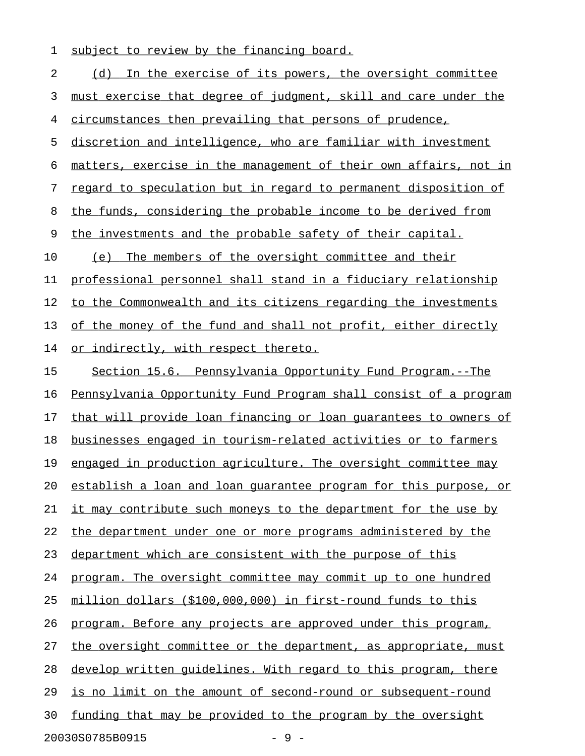subject to review by the financing board.

(d) In the exercise of its powers, the oversight committee must exercise that degree of judgment, skill and care under the circumstances then prevailing that persons of prudence, discretion and intelligence, who are familiar with investment matters, exercise in the management of their own affairs, not in regard to speculation but in regard to permanent disposition of the funds, considering the probable income to be derived from the investments and the probable safety of their capital.

(e) The members of the oversight committee and their professional personnel shall stand in a fiduciary relationship to the Commonwealth and its citizens regarding the investments of the money of the fund and shall not profit, either directly or indirectly, with respect thereto.

Section 15.6. Pennsylvania Opportunity Fund Program.--The Pennsylvania Opportunity Fund Program shall consist of a program that will provide loan financing or loan guarantees to owners of businesses engaged in tourism-related activities or to farmers engaged in production agriculture. The oversight committee may establish a loan and loan guarantee program for this purpose, or it may contribute such moneys to the department for the use by the department under one or more programs administered by the department which are consistent with the purpose of this program. The oversight committee may commit up to one hundred million dollars ($100,000,000) in first-round funds to this program. Before any projects are approved under this program, the oversight committee or the department, as appropriate, must develop written guidelines. With regard to this program, there is no limit on the amount of second-round or subsequent-round funding that may be provided to the program by the oversight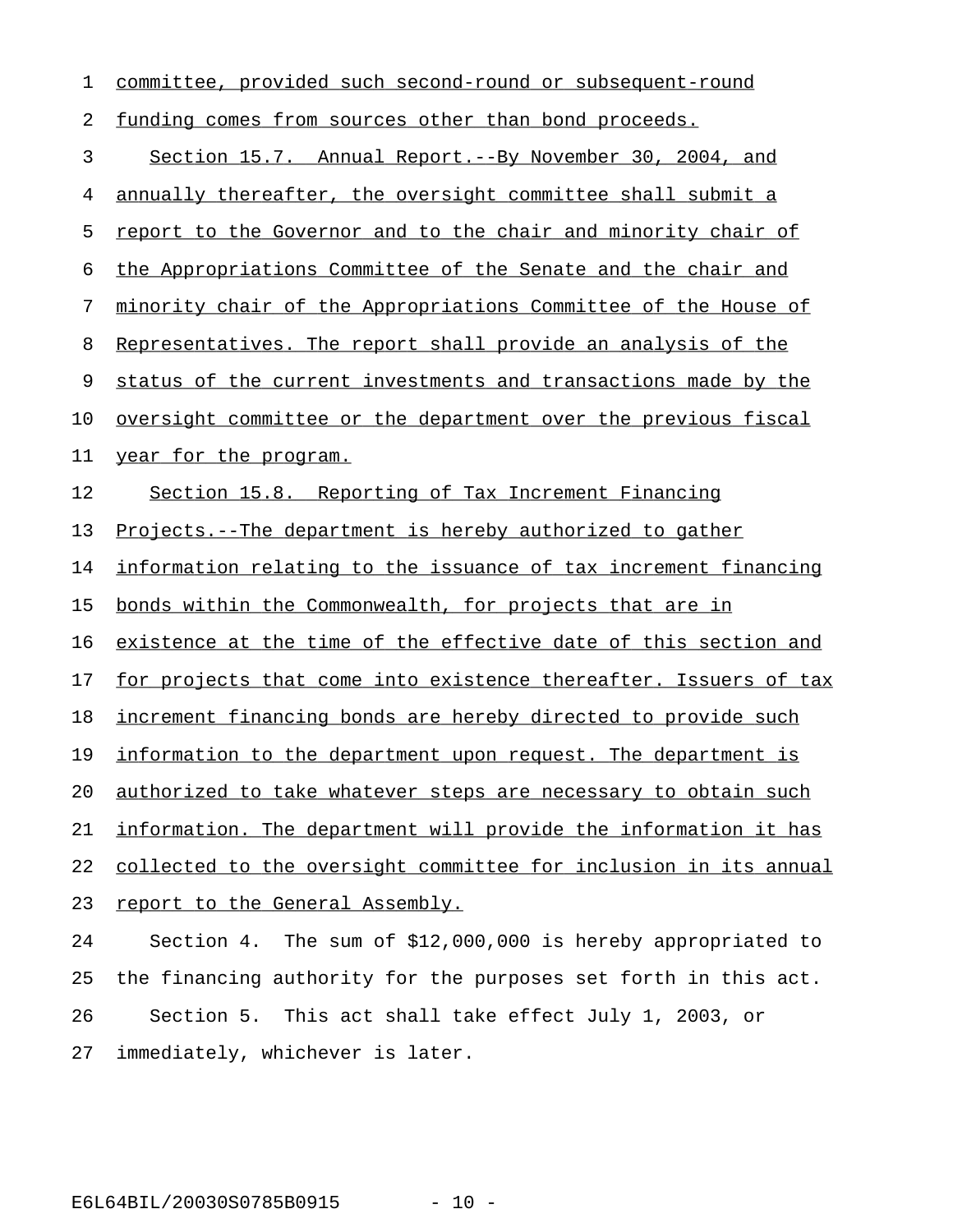committee, provided such second-round or subsequent-round funding comes from sources other than bond proceeds.

Section 15.7. Annual Report.--By November 30, 2004, and annually thereafter, the oversight committee shall submit a report to the Governor and to the chair and minority chair of the Appropriations Committee of the Senate and the chair and minority chair of the Appropriations Committee of the House of Representatives. The report shall provide an analysis of the status of the current investments and transactions made by the oversight committee or the department over the previous fiscal year for the program.

Section 15.8. Reporting of Tax Increment Financing Projects.--The department is hereby authorized to gather information relating to the issuance of tax increment financing bonds within the Commonwealth, for projects that are in existence at the time of the effective date of this section and for projects that come into existence thereafter. Issuers of tax increment financing bonds are hereby directed to provide such information to the department upon request. The department is authorized to take whatever steps are necessary to obtain such information. The department will provide the information it has collected to the oversight committee for inclusion in its annual report to the General Assembly.

Section 4. The sum of $12,000,000 is hereby appropriated to the financing authority for the purposes set forth in this act.

Section 5. This act shall take effect July 1, 2003, or immediately, whichever is later.